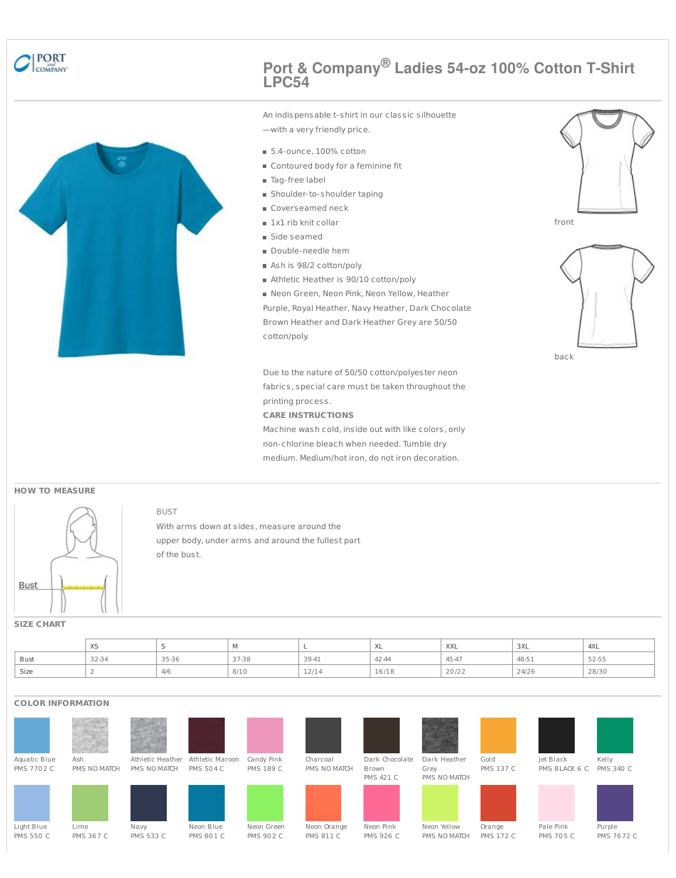# Port & Company® Ladies 54-oz 100% Cotton T-Shirt LPC54

An indispensable t-shirt in our classic silhouette —with a very friendly price.

- 5.4-ounce, 100% cotton
- Contoured body for a feminine fit
- Tag-free label
- Shoulder-to-shoulder taping
- Coverseamed neck
- 1x1 rib knit collar
- Side seamed
- Double-needle hem
- Ash is 98/2 cotton/poly
- Athletic Heather is 90/10 cotton/poly
- Neon Green, Neon Pink, Neon Yellow, Heather Purple, Royal Heather, Navy Heather, Dark Chocolate Brown Heather and Dark Heather Grey are 50/50 cotton/poly.

front

back

Due to the nature of 50/50 cotton/polyester neon fabrics, special care must be taken throughout the printing process.

**CARE INSTRUCTIONS**

Machine wash cold, inside out with like colors, only non-chlorine bleach when needed. Tumble dry medium. Medium/hot iron, do not iron decoration.

## HOW TO MEASURE

Bust

BUST

With arms down at sides, measure around the upper body, under arms and around the fullest part of the bust.

## SIZE CHART

| | XS | S | M | L | XL | XXL | 3XL | 4XL |
|---|---|---|---|---|---|---|---|---|
| Bust | 32-34 | 35-36 | 37-38 | 39-41 | 42-44 | 45-47 | 48-51 | 52-55 |
| Size | 2 | 4/6 | 8/10 | 12/14 | 16/18 | 20/22 | 24/26 | 28/30 |

## COLOR INFORMATION

- Aquatic Blue PMS 7702 C
- Ash PMS NO MATCH
- Athletic Heather PMS NO MATCH
- Athletic Maroon PMS 504 C
- Candy Pink PMS 189 C
- Charcoal PMS NO MATCH
- Dark Chocolate Brown PMS 421 C
- Dark Heather Grey PMS NO MATCH
- Gold PMS 137 C
- Jet Black PMS BLACK 6 C
- Kelly PMS 340 C
- Light Blue PMS 550 C
- Lime PMS 367 C
- Navy PMS 533 C
- Neon Blue PMS 801 C
- Neon Green PMS 902 C
- Neon Orange PMS 811 C
- Neon Pink PMS 926 C
- Neon Yellow PMS NO MATCH
- Orange PMS 172 C
- Pale Pink PMS 705 C
- Purple PMS 7672 C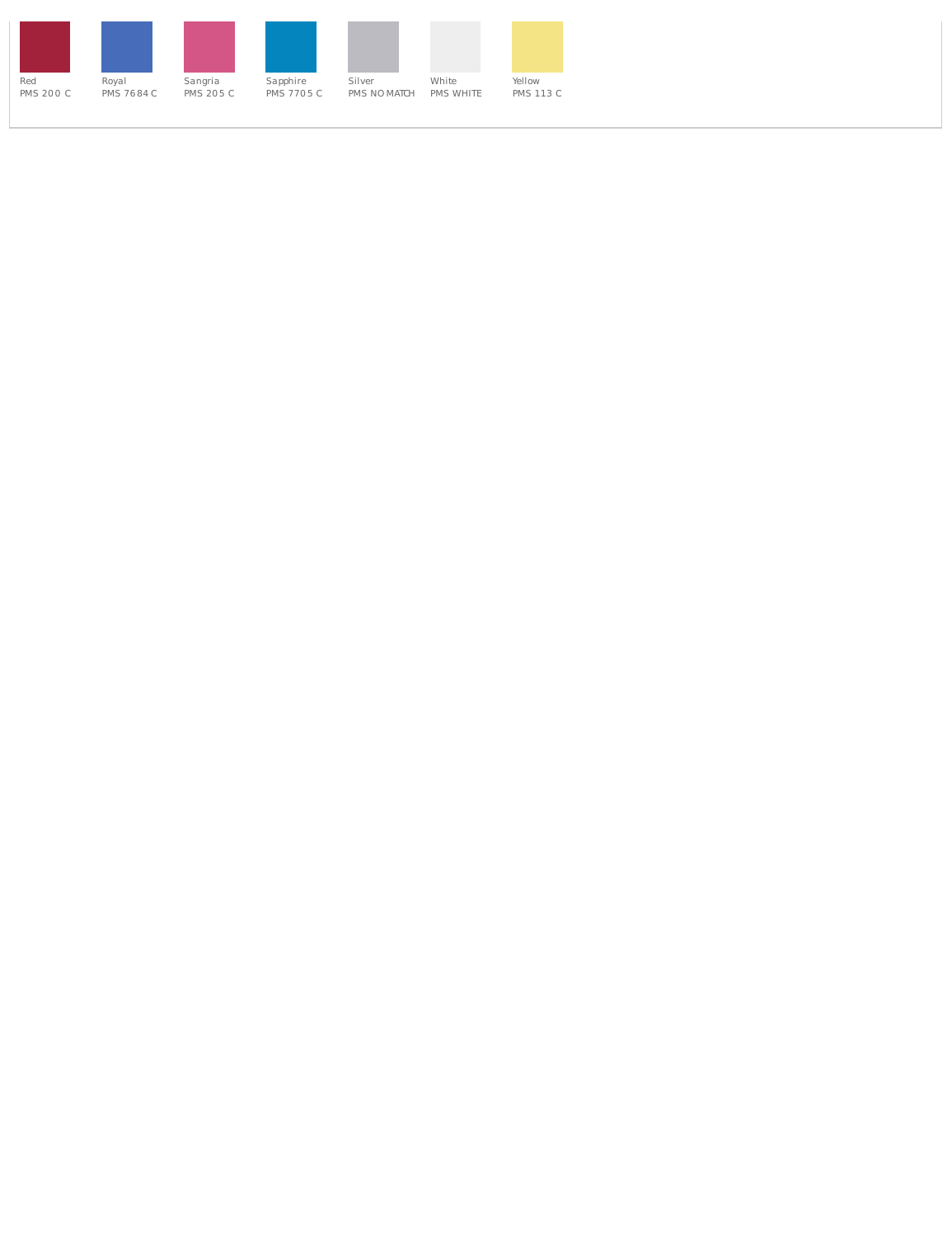Red
PMS 200 C

Royal
PMS 7684 C

Sangria
PMS 205 C

Sapphire
PMS 7705 C

Silver
PMS NO MATCH

White
PMS WHITE

Yellow
PMS 113 C